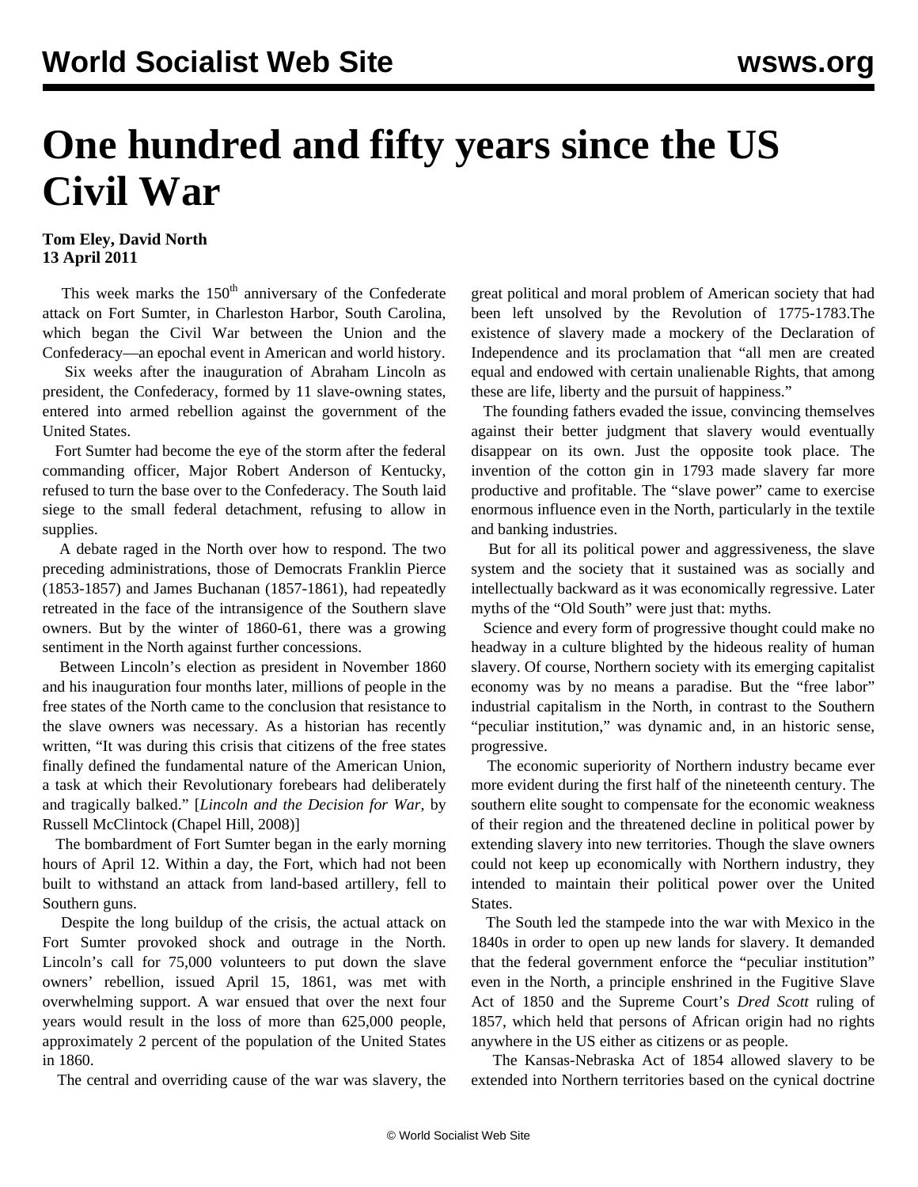# One hundred and fifty years since the US Civil War

**Tom Eley, David North**
**13 April 2011**

This week marks the 150th anniversary of the Confederate attack on Fort Sumter, in Charleston Harbor, South Carolina, which began the Civil War between the Union and the Confederacy—an epochal event in American and world history.

Six weeks after the inauguration of Abraham Lincoln as president, the Confederacy, formed by 11 slave-owning states, entered into armed rebellion against the government of the United States.

Fort Sumter had become the eye of the storm after the federal commanding officer, Major Robert Anderson of Kentucky, refused to turn the base over to the Confederacy. The South laid siege to the small federal detachment, refusing to allow in supplies.

A debate raged in the North over how to respond. The two preceding administrations, those of Democrats Franklin Pierce (1853-1857) and James Buchanan (1857-1861), had repeatedly retreated in the face of the intransigence of the Southern slave owners. But by the winter of 1860-61, there was a growing sentiment in the North against further concessions.

Between Lincoln's election as president in November 1860 and his inauguration four months later, millions of people in the free states of the North came to the conclusion that resistance to the slave owners was necessary. As a historian has recently written, "It was during this crisis that citizens of the free states finally defined the fundamental nature of the American Union, a task at which their Revolutionary forebears had deliberately and tragically balked." [*Lincoln and the Decision for War*, by Russell McClintock (Chapel Hill, 2008)]

The bombardment of Fort Sumter began in the early morning hours of April 12. Within a day, the Fort, which had not been built to withstand an attack from land-based artillery, fell to Southern guns.

Despite the long buildup of the crisis, the actual attack on Fort Sumter provoked shock and outrage in the North. Lincoln's call for 75,000 volunteers to put down the slave owners' rebellion, issued April 15, 1861, was met with overwhelming support. A war ensued that over the next four years would result in the loss of more than 625,000 people, approximately 2 percent of the population of the United States in 1860.

The central and overriding cause of the war was slavery, the great political and moral problem of American society that had been left unsolved by the Revolution of 1775-1783.The existence of slavery made a mockery of the Declaration of Independence and its proclamation that "all men are created equal and endowed with certain unalienable Rights, that among these are life, liberty and the pursuit of happiness."

The founding fathers evaded the issue, convincing themselves against their better judgment that slavery would eventually disappear on its own. Just the opposite took place. The invention of the cotton gin in 1793 made slavery far more productive and profitable. The "slave power" came to exercise enormous influence even in the North, particularly in the textile and banking industries.

But for all its political power and aggressiveness, the slave system and the society that it sustained was as socially and intellectually backward as it was economically regressive. Later myths of the "Old South" were just that: myths.

Science and every form of progressive thought could make no headway in a culture blighted by the hideous reality of human slavery. Of course, Northern society with its emerging capitalist economy was by no means a paradise. But the "free labor" industrial capitalism in the North, in contrast to the Southern "peculiar institution," was dynamic and, in an historic sense, progressive.

The economic superiority of Northern industry became ever more evident during the first half of the nineteenth century. The southern elite sought to compensate for the economic weakness of their region and the threatened decline in political power by extending slavery into new territories. Though the slave owners could not keep up economically with Northern industry, they intended to maintain their political power over the United States.

The South led the stampede into the war with Mexico in the 1840s in order to open up new lands for slavery. It demanded that the federal government enforce the "peculiar institution" even in the North, a principle enshrined in the Fugitive Slave Act of 1850 and the Supreme Court's *Dred Scott* ruling of 1857, which held that persons of African origin had no rights anywhere in the US either as citizens or as people.

The Kansas-Nebraska Act of 1854 allowed slavery to be extended into Northern territories based on the cynical doctrine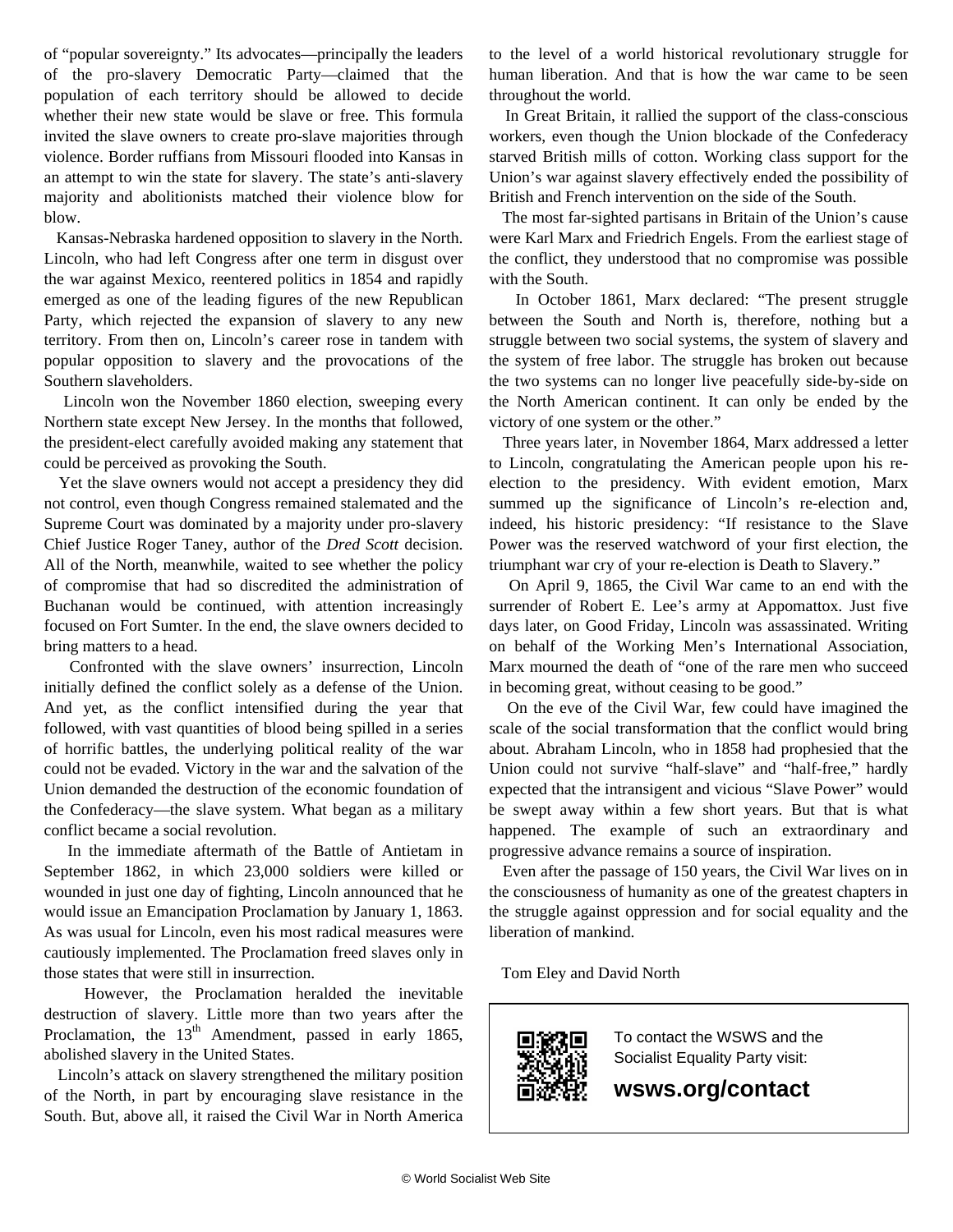of "popular sovereignty." Its advocates—principally the leaders of the pro-slavery Democratic Party—claimed that the population of each territory should be allowed to decide whether their new state would be slave or free. This formula invited the slave owners to create pro-slave majorities through violence. Border ruffians from Missouri flooded into Kansas in an attempt to win the state for slavery. The state's anti-slavery majority and abolitionists matched their violence blow for blow.

Kansas-Nebraska hardened opposition to slavery in the North. Lincoln, who had left Congress after one term in disgust over the war against Mexico, reentered politics in 1854 and rapidly emerged as one of the leading figures of the new Republican Party, which rejected the expansion of slavery to any new territory. From then on, Lincoln's career rose in tandem with popular opposition to slavery and the provocations of the Southern slaveholders.

Lincoln won the November 1860 election, sweeping every Northern state except New Jersey. In the months that followed, the president-elect carefully avoided making any statement that could be perceived as provoking the South.

Yet the slave owners would not accept a presidency they did not control, even though Congress remained stalemated and the Supreme Court was dominated by a majority under pro-slavery Chief Justice Roger Taney, author of the *Dred Scott* decision. All of the North, meanwhile, waited to see whether the policy of compromise that had so discredited the administration of Buchanan would be continued, with attention increasingly focused on Fort Sumter. In the end, the slave owners decided to bring matters to a head.

Confronted with the slave owners' insurrection, Lincoln initially defined the conflict solely as a defense of the Union. And yet, as the conflict intensified during the year that followed, with vast quantities of blood being spilled in a series of horrific battles, the underlying political reality of the war could not be evaded. Victory in the war and the salvation of the Union demanded the destruction of the economic foundation of the Confederacy—the slave system. What began as a military conflict became a social revolution.

In the immediate aftermath of the Battle of Antietam in September 1862, in which 23,000 soldiers were killed or wounded in just one day of fighting, Lincoln announced that he would issue an Emancipation Proclamation by January 1, 1863. As was usual for Lincoln, even his most radical measures were cautiously implemented. The Proclamation freed slaves only in those states that were still in insurrection.

However, the Proclamation heralded the inevitable destruction of slavery. Little more than two years after the Proclamation, the 13th Amendment, passed in early 1865, abolished slavery in the United States.

Lincoln's attack on slavery strengthened the military position of the North, in part by encouraging slave resistance in the South. But, above all, it raised the Civil War in North America to the level of a world historical revolutionary struggle for human liberation. And that is how the war came to be seen throughout the world.

In Great Britain, it rallied the support of the class-conscious workers, even though the Union blockade of the Confederacy starved British mills of cotton. Working class support for the Union's war against slavery effectively ended the possibility of British and French intervention on the side of the South.

The most far-sighted partisans in Britain of the Union's cause were Karl Marx and Friedrich Engels. From the earliest stage of the conflict, they understood that no compromise was possible with the South.

In October 1861, Marx declared: "The present struggle between the South and North is, therefore, nothing but a struggle between two social systems, the system of slavery and the system of free labor. The struggle has broken out because the two systems can no longer live peacefully side-by-side on the North American continent. It can only be ended by the victory of one system or the other."

Three years later, in November 1864, Marx addressed a letter to Lincoln, congratulating the American people upon his re-election to the presidency. With evident emotion, Marx summed up the significance of Lincoln's re-election and, indeed, his historic presidency: "If resistance to the Slave Power was the reserved watchword of your first election, the triumphant war cry of your re-election is Death to Slavery."

On April 9, 1865, the Civil War came to an end with the surrender of Robert E. Lee's army at Appomattox. Just five days later, on Good Friday, Lincoln was assassinated. Writing on behalf of the Working Men's International Association, Marx mourned the death of "one of the rare men who succeed in becoming great, without ceasing to be good."

On the eve of the Civil War, few could have imagined the scale of the social transformation that the conflict would bring about. Abraham Lincoln, who in 1858 had prophesied that the Union could not survive "half-slave" and "half-free," hardly expected that the intransigent and vicious "Slave Power" would be swept away within a few short years. But that is what happened. The example of such an extraordinary and progressive advance remains a source of inspiration.

Even after the passage of 150 years, the Civil War lives on in the consciousness of humanity as one of the greatest chapters in the struggle against oppression and for social equality and the liberation of mankind.

Tom Eley and David North

To contact the WSWS and the Socialist Equality Party visit:

**wsws.org/contact**